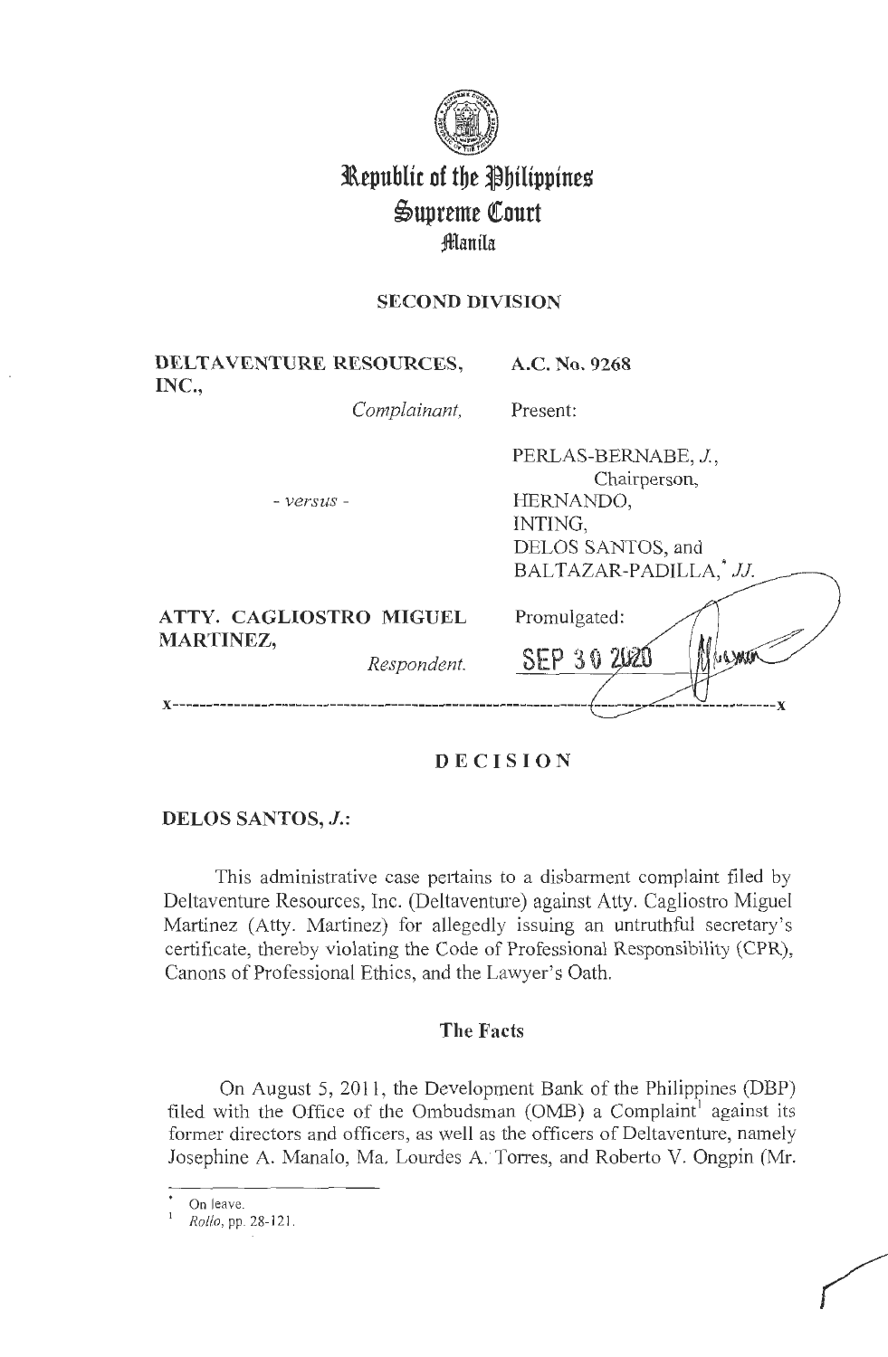# Republic of the Philippines
# Supreme Court
# Manila

## SECOND DIVISION

| | |
|---|---|
| **DELTAVENTURE RESOURCES, INC.,** *Complainant,* | **A.C. No. 9268** |
| | Present: |
| - *versus* - | PERLAS-BERNABE, *J.*, Chairperson, HERNANDO, INTING, DELOS SANTOS, and BALTAZAR-PADILLA,* *JJ.* |
| **ATTY. CAGLIOSTRO MIGUEL MARTINEZ,** *Respondent.* | Promulgated: SEP 30 2020 |

x---------------------------------------------------------------------------------------x

## DECISION

**DELOS SANTOS, *J.*:**

This administrative case pertains to a disbarment complaint filed by Deltaventure Resources, Inc. (Deltaventure) against Atty. Cagliostro Miguel Martinez (Atty. Martinez) for allegedly issuing an untruthful secretary's certificate, thereby violating the Code of Professional Responsibility (CPR), Canons of Professional Ethics, and the Lawyer's Oath.

### The Facts

On August 5, 2011, the Development Bank of the Philippines (DBP) filed with the Office of the Ombudsman (OMB) a Complaint[1] against its former directors and officers, as well as the officers of Deltaventure, namely Josephine A. Manalo, Ma. Lourdes A. Torres, and Roberto V. Ongpin (Mr.

---

\* On leave.

[1] *Rollo*, pp. 28-121.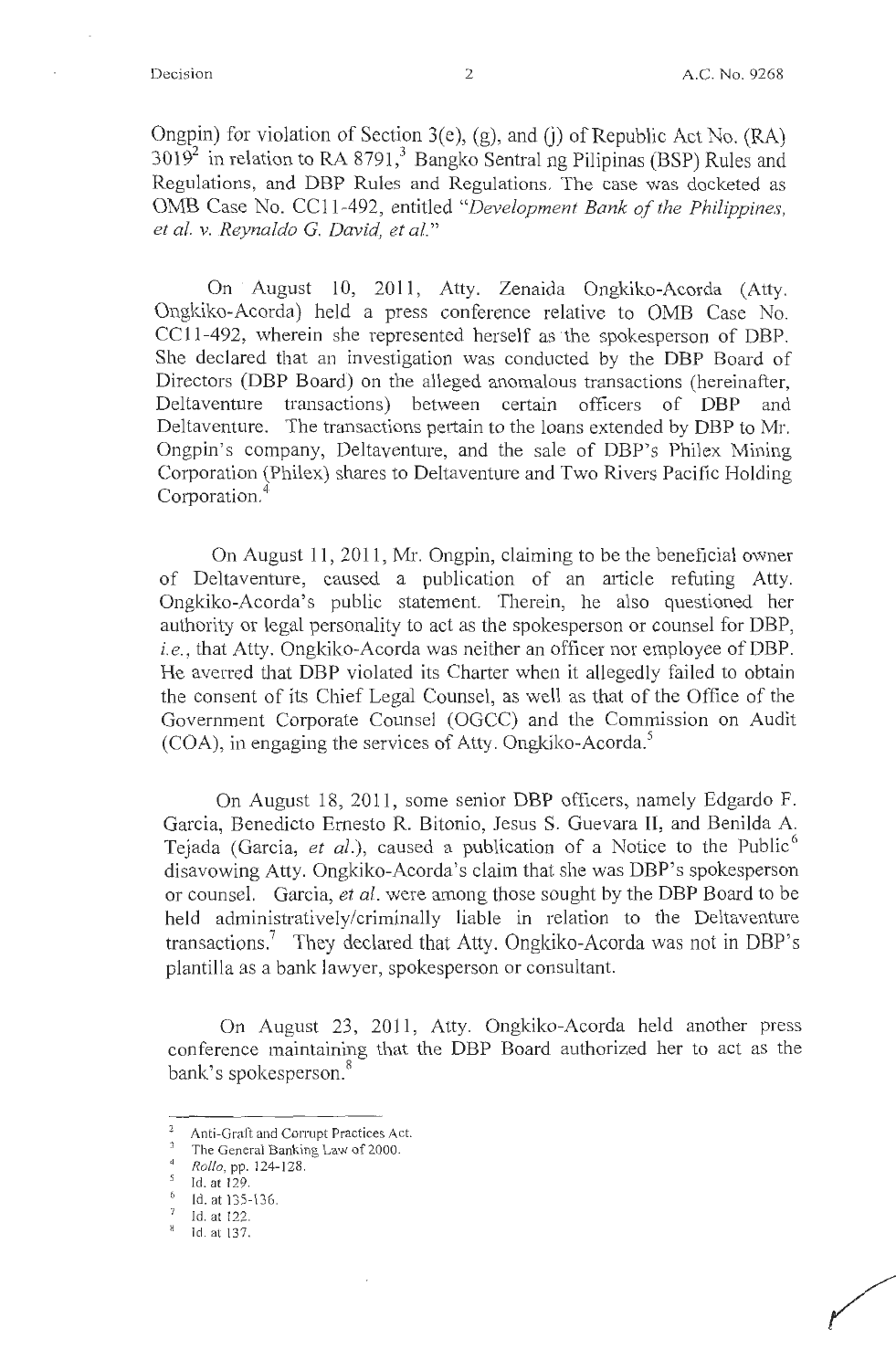Ongpin) for violation of Section 3(e), (g), and (j) of Republic Act No. (RA) 3019[2] in relation to RA 8791,[3] Bangko Sentral ng Pilipinas (BSP) Rules and Regulations, and DBP Rules and Regulations. The case was docketed as OMB Case No. CC11-492, entitled "*Development Bank of the Philippines, et al. v. Reynaldo G. David, et al.*"

On August 10, 2011, Atty. Zenaida Ongkiko-Acorda (Atty. Ongkiko-Acorda) held a press conference relative to OMB Case No. CC11-492, wherein she represented herself as the spokesperson of DBP. She declared that an investigation was conducted by the DBP Board of Directors (DBP Board) on the alleged anomalous transactions (hereinafter, Deltaventure transactions) between certain officers of DBP and Deltaventure. The transactions pertain to the loans extended by DBP to Mr. Ongpin's company, Deltaventure, and the sale of DBP's Philex Mining Corporation (Philex) shares to Deltaventure and Two Rivers Pacific Holding Corporation.[4]

On August 11, 2011, Mr. Ongpin, claiming to be the beneficial owner of Deltaventure, caused a publication of an article refuting Atty. Ongkiko-Acorda's public statement. Therein, he also questioned her authority or legal personality to act as the spokesperson or counsel for DBP, *i.e.*, that Atty. Ongkiko-Acorda was neither an officer nor employee of DBP. He averred that DBP violated its Charter when it allegedly failed to obtain the consent of its Chief Legal Counsel, as well as that of the Office of the Government Corporate Counsel (OGCC) and the Commission on Audit (COA), in engaging the services of Atty. Ongkiko-Acorda.[5]

On August 18, 2011, some senior DBP officers, namely Edgardo F. Garcia, Benedicto Ernesto R. Bitonio, Jesus S. Guevara II, and Benilda A. Tejada (Garcia, *et al.*), caused a publication of a Notice to the Public[6] disavowing Atty. Ongkiko-Acorda's claim that she was DBP's spokesperson or counsel. Garcia, *et al.* were among those sought by the DBP Board to be held administratively/criminally liable in relation to the Deltaventure transactions.[7] They declared that Atty. Ongkiko-Acorda was not in DBP's plantilla as a bank lawyer, spokesperson or consultant.

On August 23, 2011, Atty. Ongkiko-Acorda held another press conference maintaining that the DBP Board authorized her to act as the bank's spokesperson.[8]

---

[2] Anti-Graft and Corrupt Practices Act.
[3] The General Banking Law of 2000.
[4] *Rollo*, pp. 124-128.
[5] Id. at 129.
[6] Id. at 135-136.
[7] Id. at 122.
[8] Id. at 137.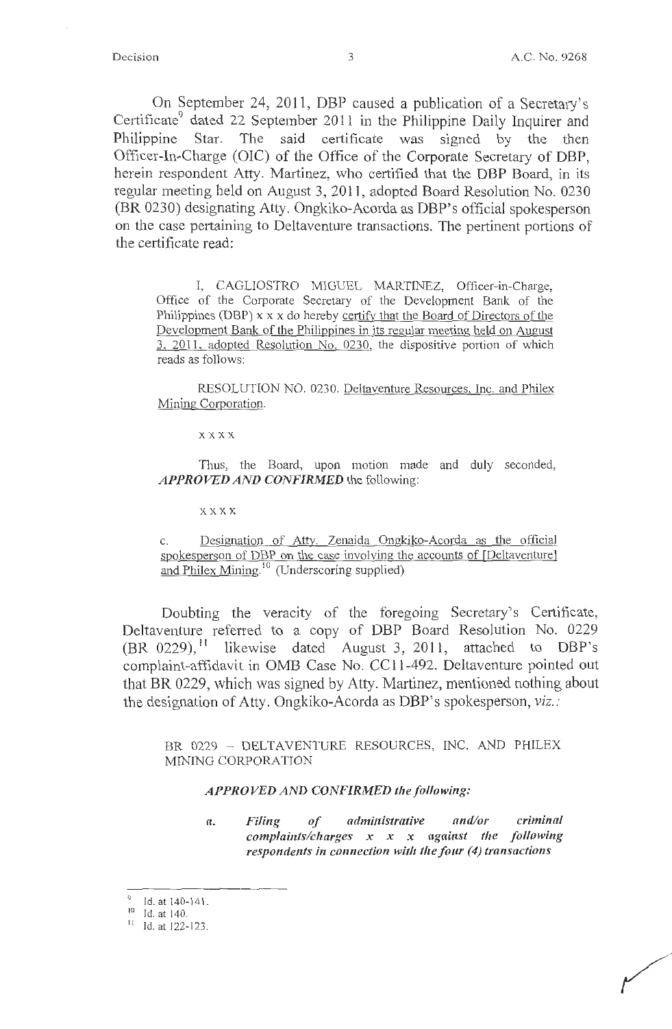On September 24, 2011, DBP caused a publication of a Secretary's Certificate[9] dated 22 September 2011 in the Philippine Daily Inquirer and Philippine Star. The said certificate was signed by the then Officer-In-Charge (OIC) of the Office of the Corporate Secretary of DBP, herein respondent Atty. Martinez, who certified that the DBP Board, in its regular meeting held on August 3, 2011, adopted Board Resolution No. 0230 (BR 0230) designating Atty. Ongkiko-Acorda as DBP's official spokesperson on the case pertaining to Deltaventure transactions. The pertinent portions of the certificate read:

> I, CAGLIOSTRO MIGUEL MARTINEZ, Officer-in-Charge, Office of the Corporate Secretary of the Development Bank of the Philippines (DBP) x x x do hereby certify that the Board of Directors of the Development Bank of the Philippines in its regular meeting held on August 3, 2011, adopted Resolution No. 0230, the dispositive portion of which reads as follows:
>
> RESOLUTION NO. 0230. Deltaventure Resources, Inc. and Philex Mining Corporation.
>
> x x x x
>
> Thus, the Board, upon motion made and duly seconded, ***APPROVED AND CONFIRMED*** the following:
>
> x x x x
>
> c. Designation of Atty. Zenaida Ongkiko-Acorda as the official spokesperson of DBP on the case involving the accounts of [Deltaventure] and Philex Mining.[10] (Underscoring supplied)

Doubting the veracity of the foregoing Secretary's Certificate, Deltaventure referred to a copy of DBP Board Resolution No. 0229 (BR 0229),[11] likewise dated August 3, 2011, attached to DBP's complaint-affidavit in OMB Case No. CC11-492. Deltaventure pointed out that BR 0229, which was signed by Atty. Martinez, mentioned nothing about the designation of Atty. Ongkiko-Acorda as DBP's spokesperson, *viz.*:

> BR 0229 – DELTAVENTURE RESOURCES, INC. AND PHILEX MINING CORPORATION
>
> ***APPROVED AND CONFIRMED the following:***
>
> *a. Filing of administrative and/or criminal complaints/charges x x x against the following respondents in connection with the four (4) transactions*

---

[9] Id. at 140-141.

[10] Id. at 140.

[11] Id. at 122-123.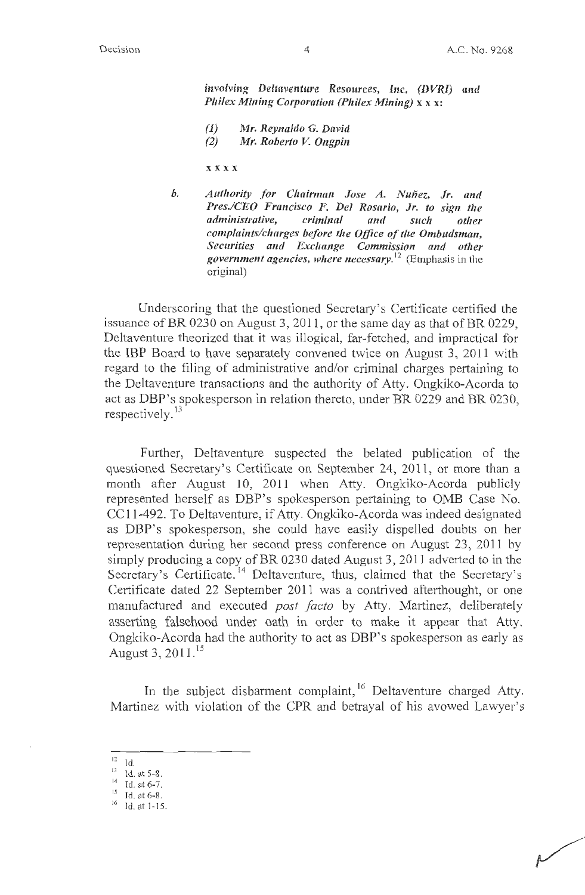*involving Deltaventure Resources, Inc. (DVRI) and Philex Mining Corporation (Philex Mining)* x x x:

*(1) Mr. Reynaldo G. David*
*(2) Mr. Roberto V. Ongpin*

x x x x

b. *Authority for Chairman Jose A. Nuñez, Jr. and Pres./CEO Francisco F. Del Rosario, Jr. to sign the administrative, criminal and such other complaints/charges before the Office of the Ombudsman, Securities and Exchange Commission and other government agencies, where necessary.*[12] (Emphasis in the original)

Underscoring that the questioned Secretary's Certificate certified the issuance of BR 0230 on August 3, 2011, or the same day as that of BR 0229, Deltaventure theorized that it was illogical, far-fetched, and impractical for the IBP Board to have separately convened twice on August 3, 2011 with regard to the filing of administrative and/or criminal charges pertaining to the Deltaventure transactions and the authority of Atty. Ongkiko-Acorda to act as DBP's spokesperson in relation thereto, under BR 0229 and BR 0230, respectively.[13]

Further, Deltaventure suspected the belated publication of the questioned Secretary's Certificate on September 24, 2011, or more than a month after August 10, 2011 when Atty. Ongkiko-Acorda publicly represented herself as DBP's spokesperson pertaining to OMB Case No. CC11-492. To Deltaventure, if Atty. Ongkiko-Acorda was indeed designated as DBP's spokesperson, she could have easily dispelled doubts on her representation during her second press conference on August 23, 2011 by simply producing a copy of BR 0230 dated August 3, 2011 adverted to in the Secretary's Certificate.[14] Deltaventure, thus, claimed that the Secretary's Certificate dated 22 September 2011 was a contrived afterthought, or one manufactured and executed *post facto* by Atty. Martinez, deliberately asserting falsehood under oath in order to make it appear that Atty. Ongkiko-Acorda had the authority to act as DBP's spokesperson as early as August 3, 2011.[15]

In the subject disbarment complaint,[16] Deltaventure charged Atty. Martinez with violation of the CPR and betrayal of his avowed Lawyer's

---

[12] Id.
[13] Id. at 5-8.
[14] Id. at 6-7.
[15] Id. at 6-8.
[16] Id. at 1-15.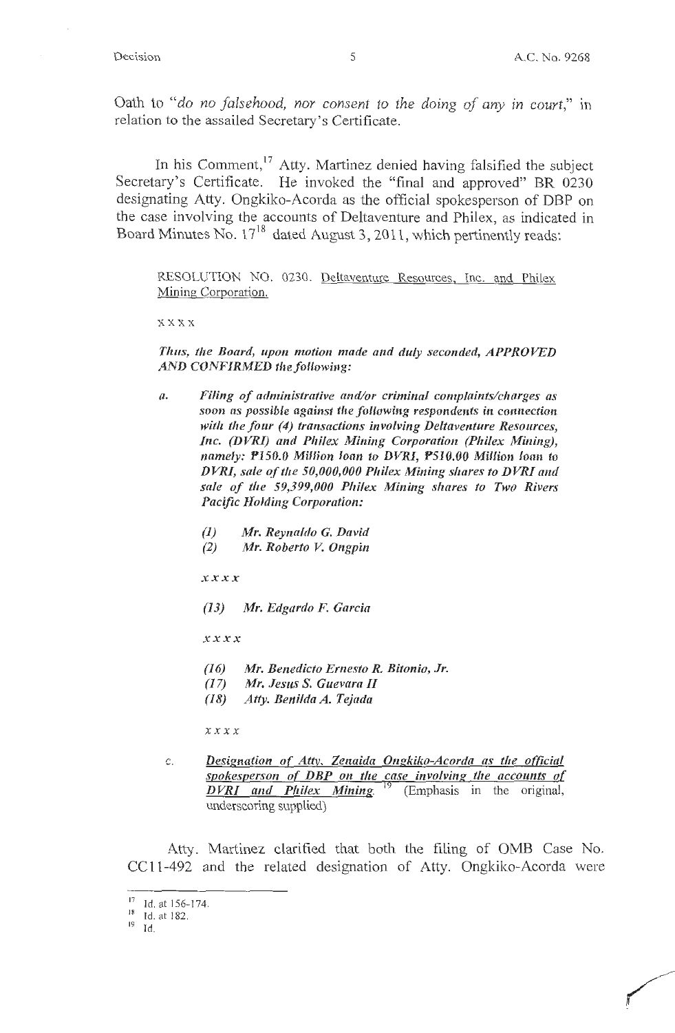Oath to "*do no falsehood, nor consent to the doing of any in court,*" in relation to the assailed Secretary's Certificate.

In his Comment,[17] Atty. Martinez denied having falsified the subject Secretary's Certificate. He invoked the "final and approved" BR 0230 designating Atty. Ongkiko-Acorda as the official spokesperson of DBP on the case involving the accounts of Deltaventure and Philex, as indicated in Board Minutes No. 17[18] dated August 3, 2011, which pertinently reads:

> RESOLUTION NO. 0230. Deltaventure Resources, Inc. and Philex Mining Corporation.
>
> x x x x
>
> ***Thus, the Board, upon motion made and duly seconded, APPROVED AND CONFIRMED the following:***
>
> *a. **Filing of administrative and/or criminal complaints/charges as soon as possible against the following respondents in connection with the four (4) transactions involving Deltaventure Resources, Inc. (DVRI) and Philex Mining Corporation (Philex Mining), namely: ₱150.0 Million loan to DVRI, ₱510.00 Million loan to DVRI, sale of the 50,000,000 Philex Mining shares to DVRI and sale of the 59,399,000 Philex Mining shares to Two Rivers Pacific Holding Corporation:***
>
> > ***(1) Mr. Reynaldo G. David***
> > ***(2) Mr. Roberto V. Ongpin***
> >
> > *x x x x*
> >
> > ***(13) Mr. Edgardo F. Garcia***
> >
> > *x x x x*
> >
> > ***(16) Mr. Benedicto Ernesto R. Bitonio, Jr.***
> > ***(17) Mr. Jesus S. Guevara II***
> > ***(18) Atty. Benilda A. Tejada***
>
> x x x x
>
> c. ***Designation of Atty. Zenaida Ongkiko-Acorda as the official spokesperson of DBP on the case involving the accounts of DVRI and Philex Mining.***[19] (Emphasis in the original, underscoring supplied)

Atty. Martinez clarified that both the filing of OMB Case No. CC11-492 and the related designation of Atty. Ongkiko-Acorda were

---

[17] Id. at 156-174.
[18] Id. at 182.
[19] Id.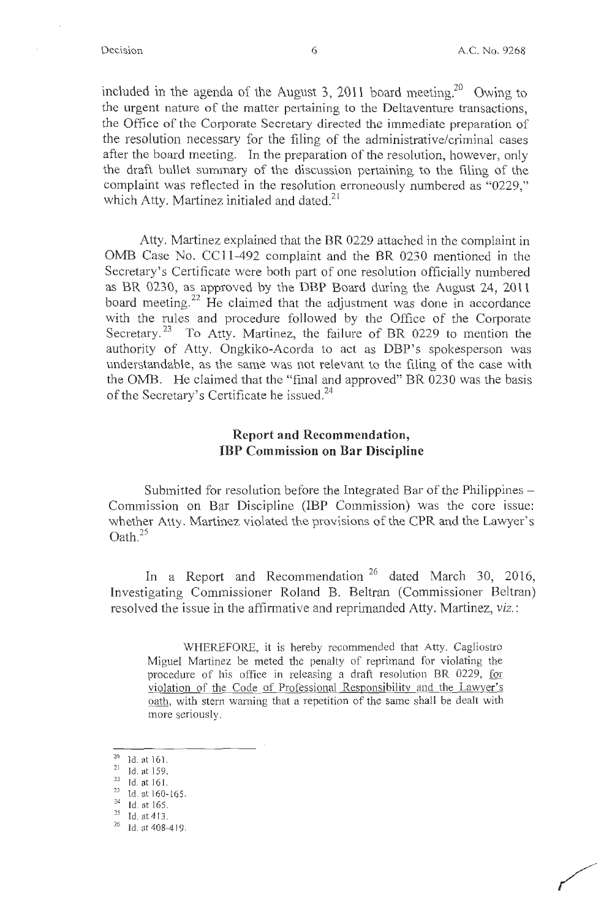included in the agenda of the August 3, 2011 board meeting.[20] Owing to the urgent nature of the matter pertaining to the Deltaventure transactions, the Office of the Corporate Secretary directed the immediate preparation of the resolution necessary for the filing of the administrative/criminal cases after the board meeting. In the preparation of the resolution, however, only the draft bullet summary of the discussion pertaining to the filing of the complaint was reflected in the resolution erroneously numbered as "0229," which Atty. Martinez initialed and dated.[21]

Atty. Martinez explained that the BR 0229 attached in the complaint in OMB Case No. CC11-492 complaint and the BR 0230 mentioned in the Secretary's Certificate were both part of one resolution officially numbered as BR 0230, as approved by the DBP Board during the August 24, 2011 board meeting.[22] He claimed that the adjustment was done in accordance with the rules and procedure followed by the Office of the Corporate Secretary.[23] To Atty. Martinez, the failure of BR 0229 to mention the authority of Atty. Ongkiko-Acorda to act as DBP's spokesperson was understandable, as the same was not relevant to the filing of the case with the OMB. He claimed that the "final and approved" BR 0230 was the basis of the Secretary's Certificate he issued.[24]

## Report and Recommendation, IBP Commission on Bar Discipline

Submitted for resolution before the Integrated Bar of the Philippines – Commission on Bar Discipline (IBP Commission) was the core issue: whether Atty. Martinez violated the provisions of the CPR and the Lawyer's Oath.[25]

In a Report and Recommendation[26] dated March 30, 2016, Investigating Commissioner Roland B. Beltran (Commissioner Beltran) resolved the issue in the affirmative and reprimanded Atty. Martinez, *viz.*:

> WHEREFORE, it is hereby recommended that Atty. Cagliostro Miguel Martinez be meted the penalty of reprimand for violating the procedure of his office in releasing a draft resolution BR 0229, <u>for violation of the Code of Professional Responsibility and the Lawyer's oath</u>, with stern warning that a repetition of the same shall be dealt with more seriously.

---

[20] Id. at 161.
[21] Id. at 159.
[22] Id. at 161.
[23] Id. at 160-165.
[24] Id. at 165.
[25] Id. at 413.
[26] Id. at 408-419.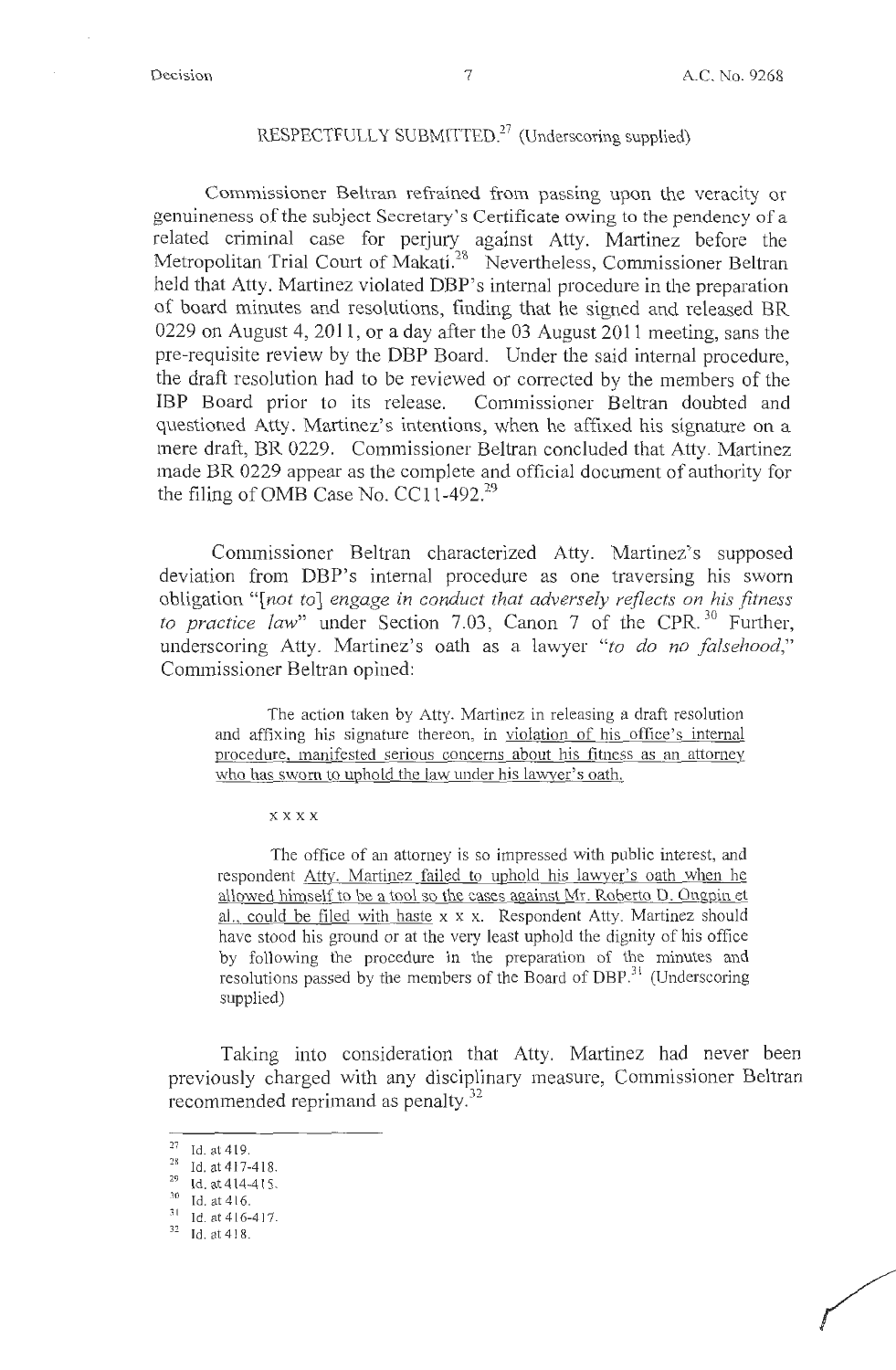RESPECTFULLY SUBMITTED.[27] (Underscoring supplied)

Commissioner Beltran refrained from passing upon the veracity or genuineness of the subject Secretary's Certificate owing to the pendency of a related criminal case for perjury against Atty. Martinez before the Metropolitan Trial Court of Makati.[28] Nevertheless, Commissioner Beltran held that Atty. Martinez violated DBP's internal procedure in the preparation of board minutes and resolutions, finding that he signed and released BR 0229 on August 4, 2011, or a day after the 03 August 2011 meeting, sans the pre-requisite review by the DBP Board. Under the said internal procedure, the draft resolution had to be reviewed or corrected by the members of the IBP Board prior to its release. Commissioner Beltran doubted and questioned Atty. Martinez's intentions, when he affixed his signature on a mere draft, BR 0229. Commissioner Beltran concluded that Atty. Martinez made BR 0229 appear as the complete and official document of authority for the filing of OMB Case No. CC11-492.[29]

Commissioner Beltran characterized Atty. Martinez's supposed deviation from DBP's internal procedure as one traversing his sworn obligation "[*not to*] *engage in conduct that adversely reflects on his fitness to practice law*" under Section 7.03, Canon 7 of the CPR.[30] Further, underscoring Atty. Martinez's oath as a lawyer "*to do no falsehood*," Commissioner Beltran opined:

> The action taken by Atty. Martinez in releasing a draft resolution and affixing his signature thereon, in violation of his office's internal procedure, manifested serious concerns about his fitness as an attorney who has sworn to uphold the law under his lawyer's oath.
>
> x x x x
>
> The office of an attorney is so impressed with public interest, and respondent Atty. Martinez failed to uphold his lawyer's oath when he allowed himself to be a tool so the cases against Mr. Roberto D. Ongpin et al., could be filed with haste x x x. Respondent Atty. Martinez should have stood his ground or at the very least uphold the dignity of his office by following the procedure in the preparation of the minutes and resolutions passed by the members of the Board of DBP.[31] (Underscoring supplied)

Taking into consideration that Atty. Martinez had never been previously charged with any disciplinary measure, Commissioner Beltran recommended reprimand as penalty.[32]

---

[27] Id. at 419.

[28] Id. at 417-418.

[29] Id. at 414-415.

[30] Id. at 416.

[31] Id. at 416-417.

[32] Id. at 418.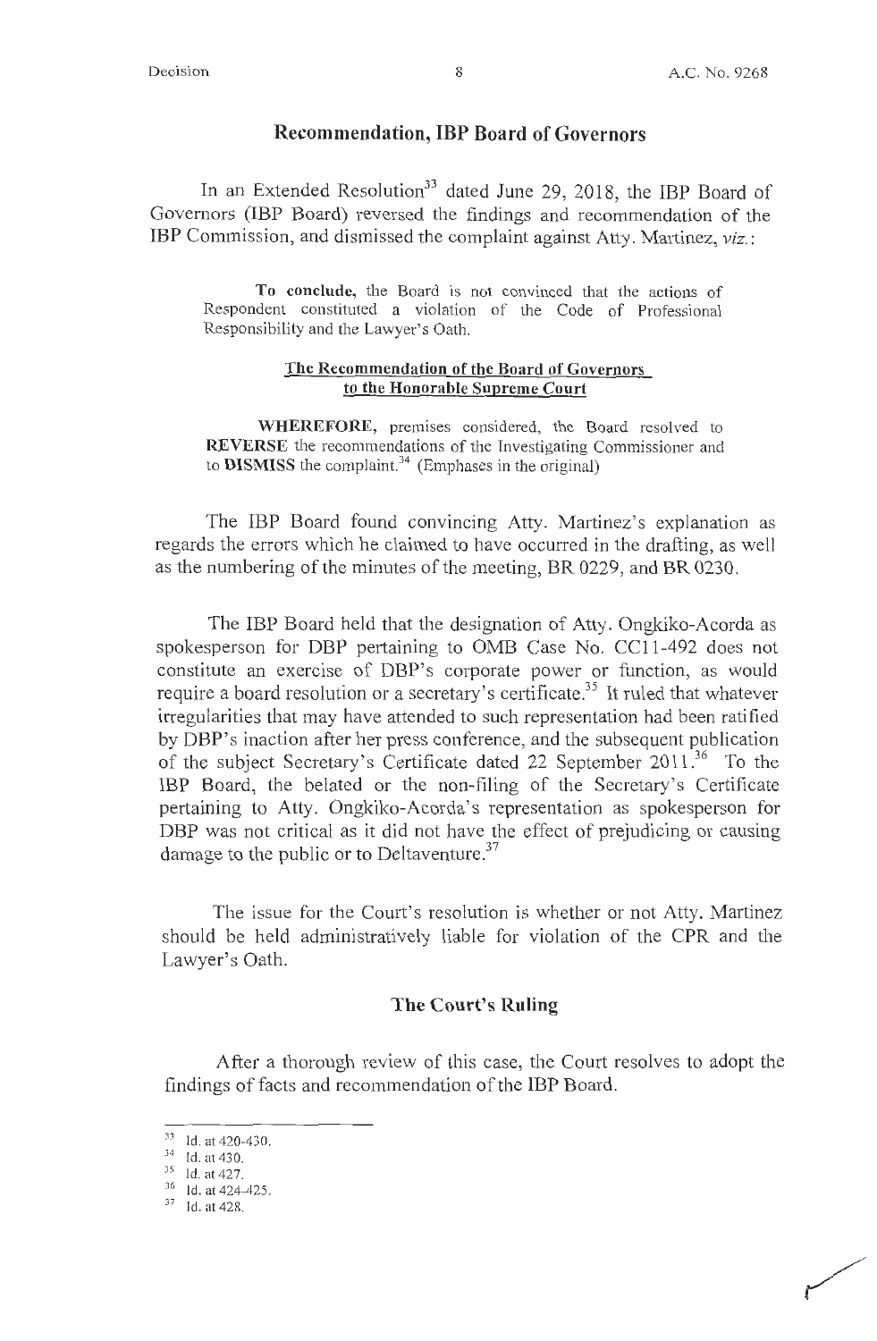## Recommendation, IBP Board of Governors

In an Extended Resolution[33] dated June 29, 2018, the IBP Board of Governors (IBP Board) reversed the findings and recommendation of the IBP Commission, and dismissed the complaint against Atty. Martinez, *viz.*:

> **To conclude,** the Board is not convinced that the actions of Respondent constituted a violation of the Code of Professional Responsibility and the Lawyer's Oath.
>
> **The Recommendation of the Board of Governors to the Honorable Supreme Court**
>
> **WHEREFORE,** premises considered, the Board resolved to **REVERSE** the recommendations of the Investigating Commissioner and to **DISMISS** the complaint.[34] (Emphases in the original)

The IBP Board found convincing Atty. Martinez's explanation as regards the errors which he claimed to have occurred in the drafting, as well as the numbering of the minutes of the meeting, BR 0229, and BR 0230.

The IBP Board held that the designation of Atty. Ongkiko-Acorda as spokesperson for DBP pertaining to OMB Case No. CC11-492 does not constitute an exercise of DBP's corporate power or function, as would require a board resolution or a secretary's certificate.[35] It ruled that whatever irregularities that may have attended to such representation had been ratified by DBP's inaction after her press conference, and the subsequent publication of the subject Secretary's Certificate dated 22 September 2011.[36] To the IBP Board, the belated or the non-filing of the Secretary's Certificate pertaining to Atty. Ongkiko-Acorda's representation as spokesperson for DBP was not critical as it did not have the effect of prejudicing or causing damage to the public or to Deltaventure.[37]

The issue for the Court's resolution is whether or not Atty. Martinez should be held administratively liable for violation of the CPR and the Lawyer's Oath.

## The Court's Ruling

After a thorough review of this case, the Court resolves to adopt the findings of facts and recommendation of the IBP Board.

---

[33] Id. at 420-430.
[34] Id. at 430.
[35] Id. at 427.
[36] Id. at 424-425.
[37] Id. at 428.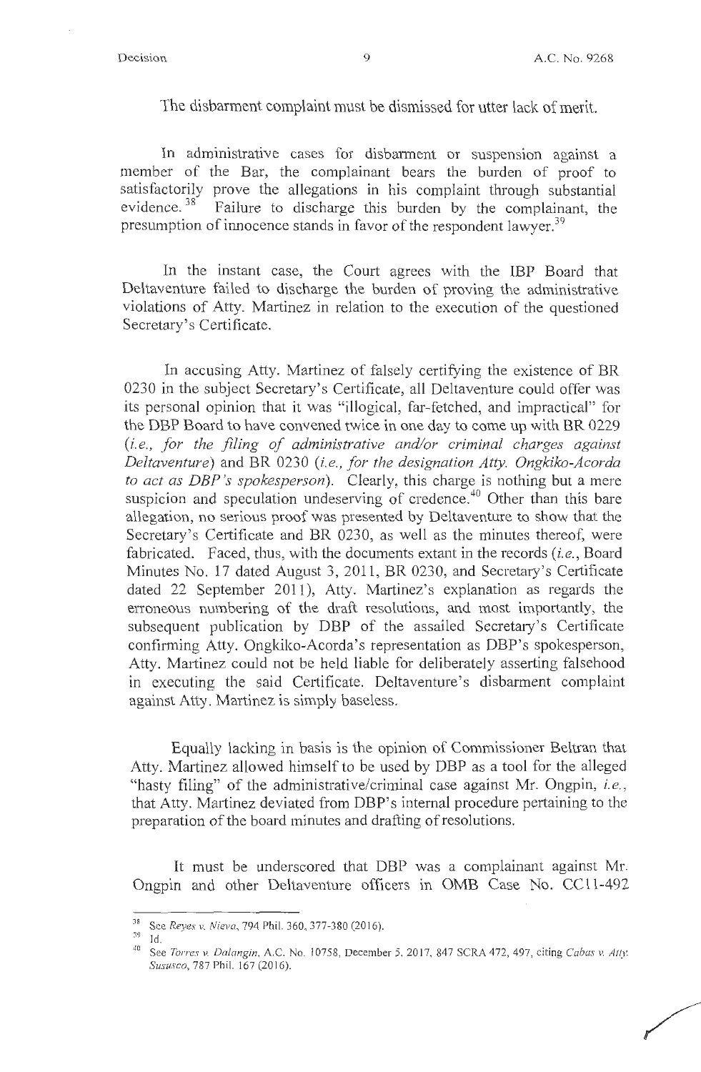The disbarment complaint must be dismissed for utter lack of merit.

In administrative cases for disbarment or suspension against a member of the Bar, the complainant bears the burden of proof to satisfactorily prove the allegations in his complaint through substantial evidence.[38] Failure to discharge this burden by the complainant, the presumption of innocence stands in favor of the respondent lawyer.[39]

In the instant case, the Court agrees with the IBP Board that Deltaventure failed to discharge the burden of proving the administrative violations of Atty. Martinez in relation to the execution of the questioned Secretary's Certificate.

In accusing Atty. Martinez of falsely certifying the existence of BR 0230 in the subject Secretary's Certificate, all Deltaventure could offer was its personal opinion that it was "illogical, far-fetched, and impractical" for the DBP Board to have convened twice in one day to come up with BR 0229 (*i.e., for the filing of administrative and/or criminal charges against Deltaventure*) and BR 0230 (*i.e., for the designation Atty. Ongkiko-Acorda to act as DBP's spokesperson*). Clearly, this charge is nothing but a mere suspicion and speculation undeserving of credence.[40] Other than this bare allegation, no serious proof was presented by Deltaventure to show that the Secretary's Certificate and BR 0230, as well as the minutes thereof, were fabricated. Faced, thus, with the documents extant in the records (*i.e.*, Board Minutes No. 17 dated August 3, 2011, BR 0230, and Secretary's Certificate dated 22 September 2011), Atty. Martinez's explanation as regards the erroneous numbering of the draft resolutions, and most importantly, the subsequent publication by DBP of the assailed Secretary's Certificate confirming Atty. Ongkiko-Acorda's representation as DBP's spokesperson, Atty. Martinez could not be held liable for deliberately asserting falsehood in executing the said Certificate. Deltaventure's disbarment complaint against Atty. Martinez is simply baseless.

Equally lacking in basis is the opinion of Commissioner Beltran that Atty. Martinez allowed himself to be used by DBP as a tool for the alleged "hasty filing" of the administrative/criminal case against Mr. Ongpin, *i.e.*, that Atty. Martinez deviated from DBP's internal procedure pertaining to the preparation of the board minutes and drafting of resolutions.

It must be underscored that DBP was a complainant against Mr. Ongpin and other Deltaventure officers in OMB Case No. CC11-492

---

[38] See *Reyes v. Nieva*, 794 Phil. 360, 377-380 (2016).

[39] Id.

[40] See *Torres v. Dalangin*, A.C. No. 10758, December 5, 2017, 847 SCRA 472, 497, citing *Cabas v. Atty. Sususco*, 787 Phil. 167 (2016).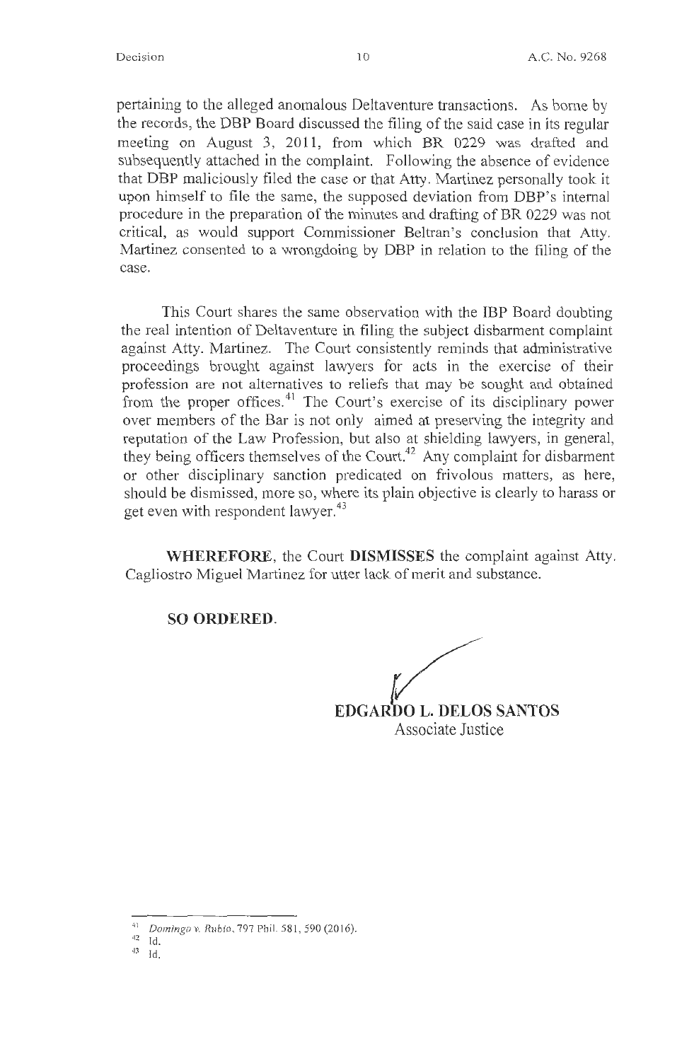pertaining to the alleged anomalous Deltaventure transactions. As borne by the records, the DBP Board discussed the filing of the said case in its regular meeting on August 3, 2011, from which BR 0229 was drafted and subsequently attached in the complaint. Following the absence of evidence that DBP maliciously filed the case or that Atty. Martinez personally took it upon himself to file the same, the supposed deviation from DBP's internal procedure in the preparation of the minutes and drafting of BR 0229 was not critical, as would support Commissioner Beltran's conclusion that Atty. Martinez consented to a wrongdoing by DBP in relation to the filing of the case.

This Court shares the same observation with the IBP Board doubting the real intention of Deltaventure in filing the subject disbarment complaint against Atty. Martinez. The Court consistently reminds that administrative proceedings brought against lawyers for acts in the exercise of their profession are not alternatives to reliefs that may be sought and obtained from the proper offices.[41] The Court's exercise of its disciplinary power over members of the Bar is not only aimed at preserving the integrity and reputation of the Law Profession, but also at shielding lawyers, in general, they being officers themselves of the Court.[42] Any complaint for disbarment or other disciplinary sanction predicated on frivolous matters, as here, should be dismissed, more so, where its plain objective is clearly to harass or get even with respondent lawyer.[43]

**WHEREFORE**, the Court **DISMISSES** the complaint against Atty. Cagliostro Miguel Martinez for utter lack of merit and substance.

**SO ORDERED.**

**EDGARDO L. DELOS SANTOS**
Associate Justice

---

[41] *Domingo v. Rubio*, 797 Phil. 581, 590 (2016).
[42] Id.
[43] Id.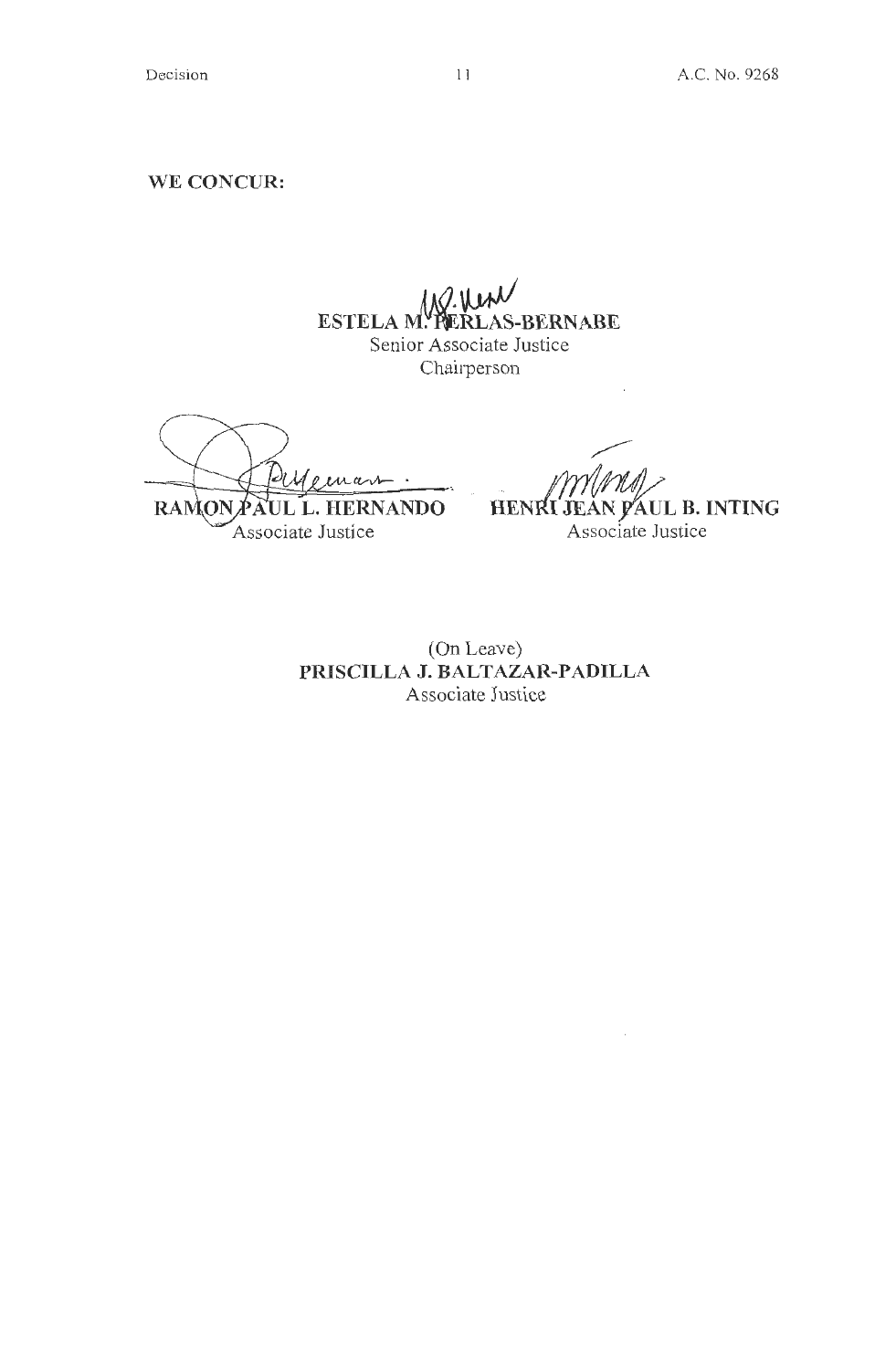**WE CONCUR:**

**ESTELA M. PERLAS-BERNABE**
Senior Associate Justice
Chairperson

**RAMON PAUL L. HERNANDO**
Associate Justice

**HENRI JEAN PAUL B. INTING**
Associate Justice

(On Leave)
**PRISCILLA J. BALTAZAR-PADILLA**
Associate Justice